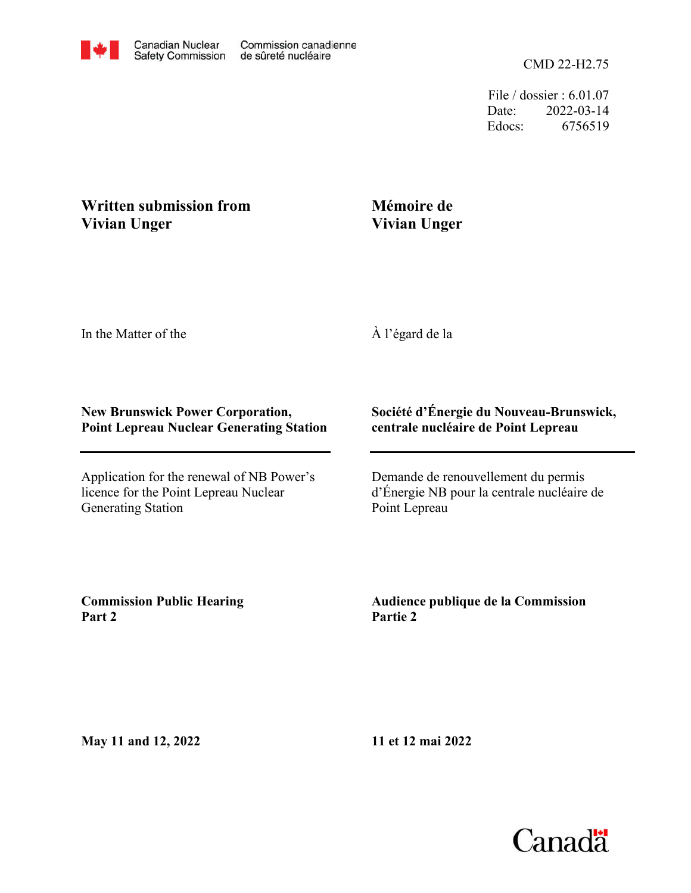Canadian Nuclear Safety Commission / Commission canadienne de sûreté nucléaire

CMD 22-H2.75

File / dossier : 6.01.07
Date: 2022-03-14
Edocs: 6756519

**Written submission from Vivian Unger**

**Mémoire de Vivian Unger**

In the Matter of the

À l'égard de la

**New Brunswick Power Corporation, Point Lepreau Nuclear Generating Station**

**Société d'Énergie du Nouveau-Brunswick, centrale nucléaire de Point Lepreau**

---

Application for the renewal of NB Power's licence for the Point Lepreau Nuclear Generating Station

Demande de renouvellement du permis d'Énergie NB pour la centrale nucléaire de Point Lepreau

**Commission Public Hearing Part 2**

**Audience publique de la Commission Partie 2**

**May 11 and 12, 2022**

**11 et 12 mai 2022**

Canada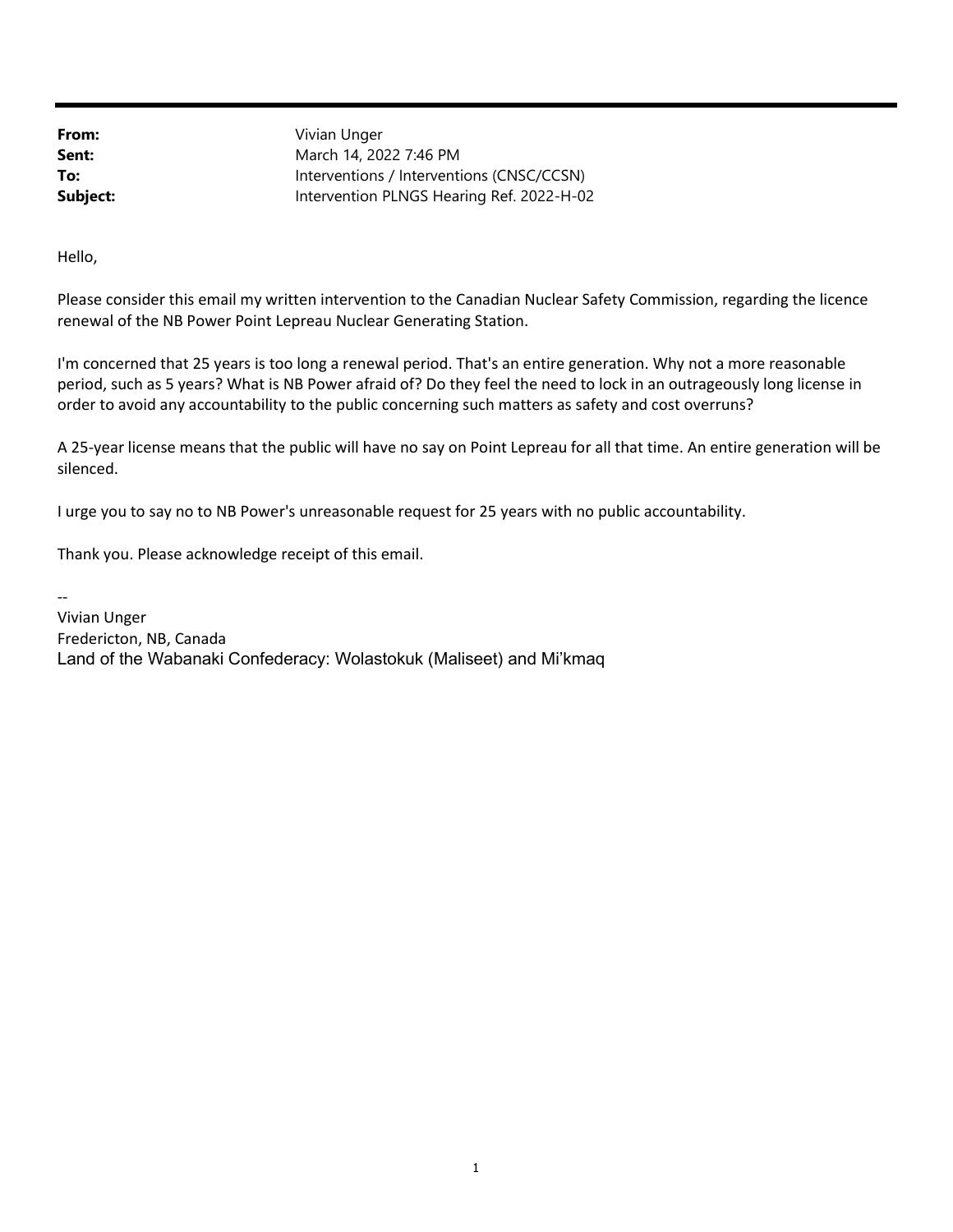**From:** Vivian Unger
**Sent:** March 14, 2022 7:46 PM
**To:** Interventions / Interventions (CNSC/CCSN)
**Subject:** Intervention PLNGS Hearing Ref. 2022-H-02

Hello,

Please consider this email my written intervention to the Canadian Nuclear Safety Commission, regarding the licence renewal of the NB Power Point Lepreau Nuclear Generating Station.

I'm concerned that 25 years is too long a renewal period. That's an entire generation. Why not a more reasonable period, such as 5 years? What is NB Power afraid of? Do they feel the need to lock in an outrageously long license in order to avoid any accountability to the public concerning such matters as safety and cost overruns?

A 25-year license means that the public will have no say on Point Lepreau for all that time. An entire generation will be silenced.

I urge you to say no to NB Power's unreasonable request for 25 years with no public accountability.

Thank you. Please acknowledge receipt of this email.

--
Vivian Unger
Fredericton, NB, Canada
Land of the Wabanaki Confederacy: Wolastokuk (Maliseet) and Mi'kmaq